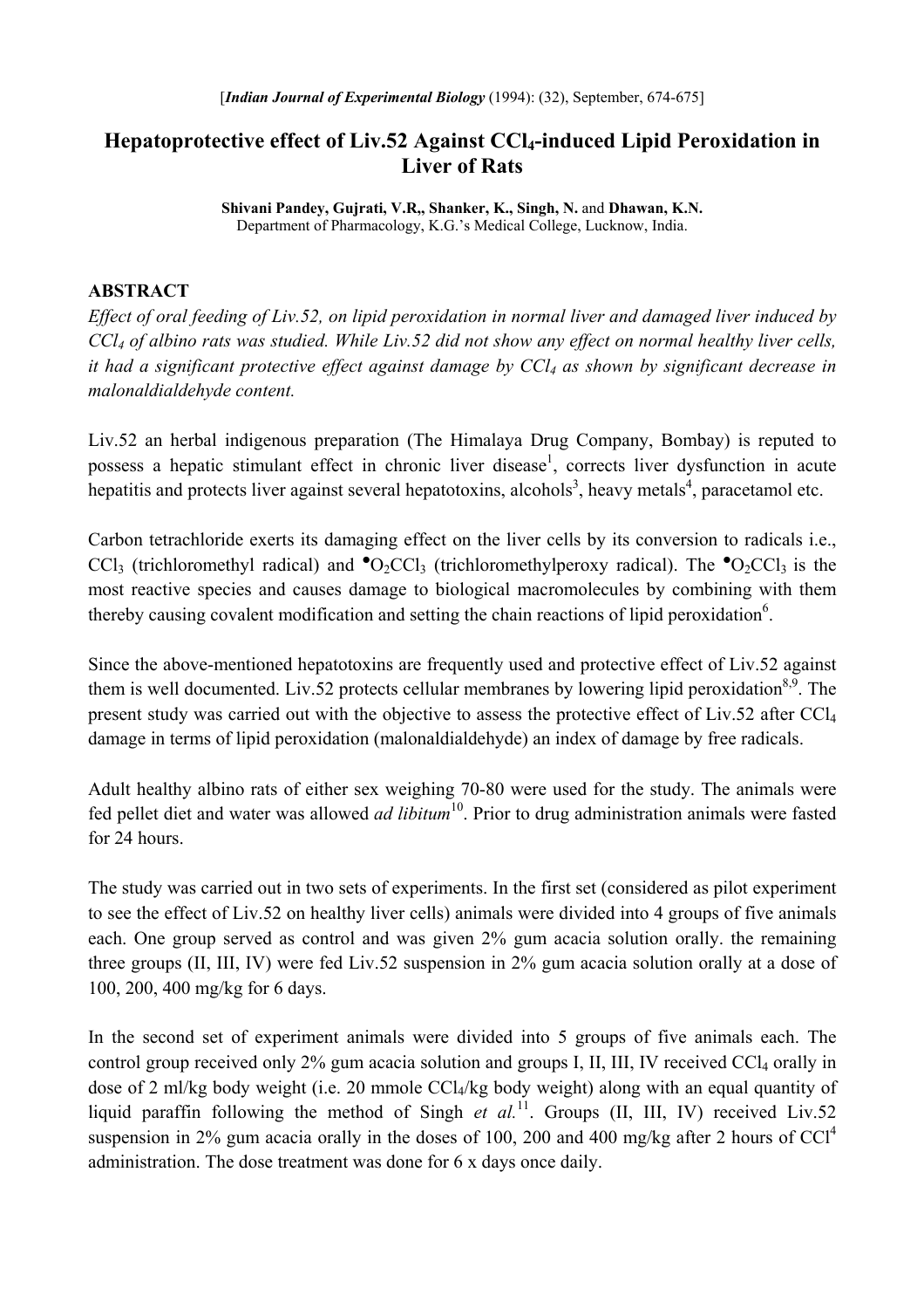[*Indian Journal of Experimental Biology* (1994): (32), September, 674-675]

# Hepatoprotective effect of Liv.52 Against $CCl_4$-induced Lipid Peroxidation in Liver of Rats

**Shivani Pandey, Gujrati, V.R,, Shanker, K., Singh, N.** and **Dhawan, K.N.**
Department of Pharmacology, K.G.'s Medical College, Lucknow, India.

## ABSTRACT

*Effect of oral feeding of Liv.52, on lipid peroxidation in normal liver and damaged liver induced by $CCl_4$ of albino rats was studied. While Liv.52 did not show any effect on normal healthy liver cells, it had a significant protective effect against damage by $CCl_4$ as shown by significant decrease in malonaldialdehyde content.*

Liv.52 an herbal indigenous preparation (The Himalaya Drug Company, Bombay) is reputed to possess a hepatic stimulant effect in chronic liver disease[1], corrects liver dysfunction in acute hepatitis and protects liver against several hepatotoxins, alcohols[3], heavy metals[4], paracetamol etc.

Carbon tetrachloride exerts its damaging effect on the liver cells by its conversion to radicals i.e., $CCl_3$ (trichloromethyl radical) and $^{\bullet}O_2CCl_3$ (trichloromethylperoxy radical). The $^{\bullet}O_2CCl_3$ is the most reactive species and causes damage to biological macromolecules by combining with them thereby causing covalent modification and setting the chain reactions of lipid peroxidation[6].

Since the above-mentioned hepatotoxins are frequently used and protective effect of Liv.52 against them is well documented. Liv.52 protects cellular membranes by lowering lipid peroxidation[8,9]. The present study was carried out with the objective to assess the protective effect of Liv.52 after $CCl_4$ damage in terms of lipid peroxidation (malonaldialdehyde) an index of damage by free radicals.

Adult healthy albino rats of either sex weighing 70-80 were used for the study. The animals were fed pellet diet and water was allowed *ad libitum*[10]. Prior to drug administration animals were fasted for 24 hours.

The study was carried out in two sets of experiments. In the first set (considered as pilot experiment to see the effect of Liv.52 on healthy liver cells) animals were divided into 4 groups of five animals each. One group served as control and was given 2% gum acacia solution orally. the remaining three groups (II, III, IV) were fed Liv.52 suspension in 2% gum acacia solution orally at a dose of 100, 200, 400 mg/kg for 6 days.

In the second set of experiment animals were divided into 5 groups of five animals each. The control group received only 2% gum acacia solution and groups I, II, III, IV received $CCl_4$ orally in dose of 2 ml/kg body weight (i.e. 20 mmole $CCl_4$/kg body weight) along with an equal quantity of liquid paraffin following the method of Singh *et al.*[11]. Groups (II, III, IV) received Liv.52 suspension in 2% gum acacia orally in the doses of 100, 200 and 400 mg/kg after 2 hours of $CCl^4$ administration. The dose treatment was done for 6 x days once daily.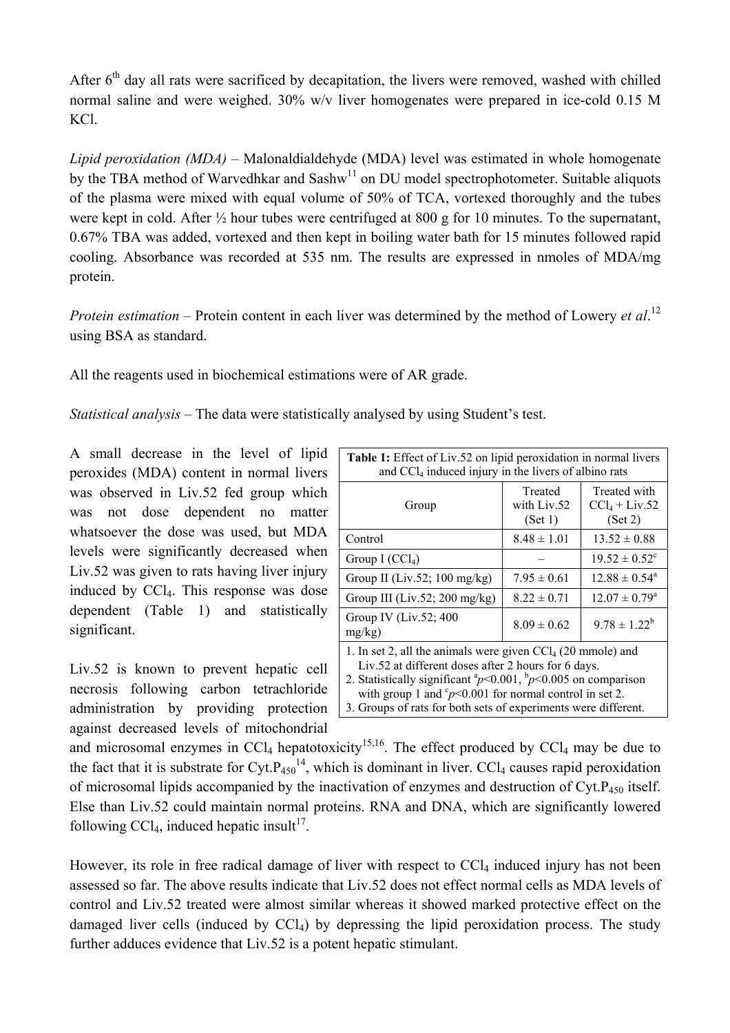After 6th day all rats were sacrificed by decapitation, the livers were removed, washed with chilled normal saline and were weighed. 30% w/v liver homogenates were prepared in ice-cold 0.15 M KCl.

*Lipid peroxidation (MDA)* – Malonaldialdehyde (MDA) level was estimated in whole homogenate by the TBA method of Warvedhkar and Sashw[11] on DU model spectrophotometer. Suitable aliquots of the plasma were mixed with equal volume of 50% of TCA, vortexed thoroughly and the tubes were kept in cold. After ½ hour tubes were centrifuged at 800 g for 10 minutes. To the supernatant, 0.67% TBA was added, vortexed and then kept in boiling water bath for 15 minutes followed rapid cooling. Absorbance was recorded at 535 nm. The results are expressed in nmoles of MDA/mg protein.

*Protein estimation* – Protein content in each liver was determined by the method of Lowery *et al*.[12] using BSA as standard.

All the reagents used in biochemical estimations were of AR grade.

*Statistical analysis* – The data were statistically analysed by using Student's test.

A small decrease in the level of lipid peroxides (MDA) content in normal livers was observed in Liv.52 fed group which was not dose dependent no matter whatsoever the dose was used, but MDA levels were significantly decreased when Liv.52 was given to rats having liver injury induced by $CCl_4$. This response was dose dependent (Table 1) and statistically significant.

**Table 1:** Effect of Liv.52 on lipid peroxidation in normal livers and $CCl_4$ induced injury in the livers of albino rats

| Group | Treated with Liv.52 (Set 1) | Treated with $CCl_4$ + Liv.52 (Set 2) |
|---|---|---|
| Control | 8.48 ± 1.01 | 13.52 ± 0.88 |
| Group I ($CCl_4$) | – | 19.52 ± 0.52[c] |
| Group II (Liv.52; 100 mg/kg) | 7.95 ± 0.61 | 12.88 ± 0.54[a] |
| Group III (Liv.52; 200 mg/kg) | 8.22 ± 0.71 | 12.07 ± 0.79[a] |
| Group IV (Liv.52; 400 mg/kg) | 8.09 ± 0.62 | 9.78 ± 1.22[b] |

1. In set 2, all the animals were given $CCl_4$ (20 mmole) and Liv.52 at different doses after 2 hours for 6 days.
2. Statistically significant [a]$p$<0.001, [b]$p$<0.005 on comparison with group 1 and [c]$p$<0.001 for normal control in set 2.
3. Groups of rats for both sets of experiments were different.

Liv.52 is known to prevent hepatic cell necrosis following carbon tetrachloride administration by providing protection against decreased levels of mitochondrial and microsomal enzymes in $CCl_4$ hepatotoxicity[15,16]. The effect produced by $CCl_4$ may be due to the fact that it is substrate for Cyt.$P_{450}$[14], which is dominant in liver. $CCl_4$ causes rapid peroxidation of microsomal lipids accompanied by the inactivation of enzymes and destruction of Cyt.$P_{450}$ itself. Else than Liv.52 could maintain normal proteins. RNA and DNA, which are significantly lowered following $CCl_4$, induced hepatic insult[17].

However, its role in free radical damage of liver with respect to $CCl_4$ induced injury has not been assessed so far. The above results indicate that Liv.52 does not effect normal cells as MDA levels of control and Liv.52 treated were almost similar whereas it showed marked protective effect on the damaged liver cells (induced by $CCl_4$) by depressing the lipid peroxidation process. The study further adduces evidence that Liv.52 is a potent hepatic stimulant.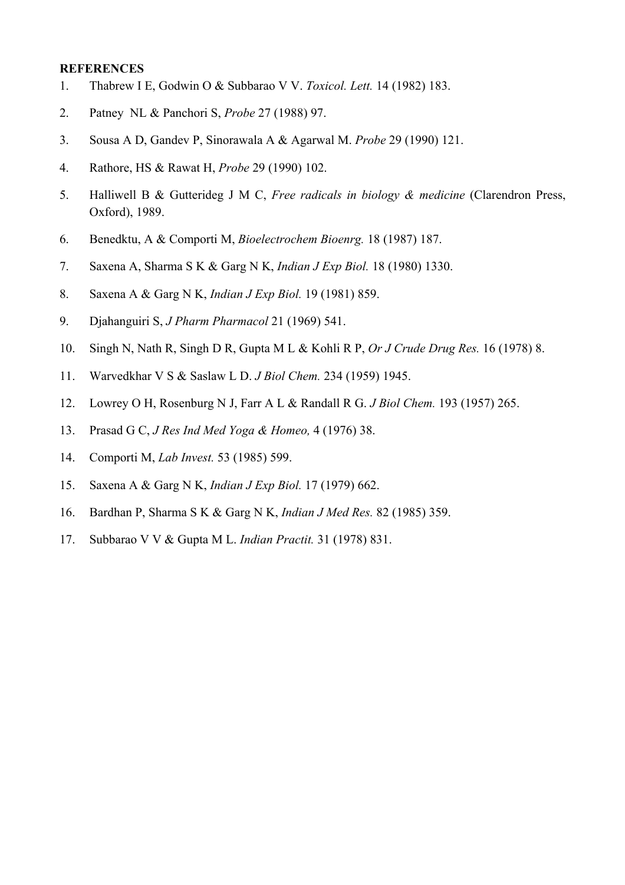**REFERENCES**

1. Thabrew I E, Godwin O & Subbarao V V. *Toxicol. Lett.* 14 (1982) 183.
2. Patney NL & Panchori S, *Probe* 27 (1988) 97.
3. Sousa A D, Gandev P, Sinorawala A & Agarwal M. *Probe* 29 (1990) 121.
4. Rathore, HS & Rawat H, *Probe* 29 (1990) 102.
5. Halliwell B & Gutterideg J M C, *Free radicals in biology & medicine* (Clarendron Press, Oxford), 1989.
6. Benedktu, A & Comporti M, *Bioelectrochem Bioenrg.* 18 (1987) 187.
7. Saxena A, Sharma S K & Garg N K, *Indian J Exp Biol.* 18 (1980) 1330.
8. Saxena A & Garg N K, *Indian J Exp Biol.* 19 (1981) 859.
9. Djahanguiri S, *J Pharm Pharmacol* 21 (1969) 541.
10. Singh N, Nath R, Singh D R, Gupta M L & Kohli R P, *Or J Crude Drug Res.* 16 (1978) 8.
11. Warvedkhar V S & Saslaw L D. *J Biol Chem.* 234 (1959) 1945.
12. Lowrey O H, Rosenburg N J, Farr A L & Randall R G. *J Biol Chem.* 193 (1957) 265.
13. Prasad G C, *J Res Ind Med Yoga & Homeo,* 4 (1976) 38.
14. Comporti M, *Lab Invest.* 53 (1985) 599.
15. Saxena A & Garg N K, *Indian J Exp Biol.* 17 (1979) 662.
16. Bardhan P, Sharma S K & Garg N K, *Indian J Med Res.* 82 (1985) 359.
17. Subbarao V V & Gupta M L. *Indian Practit.* 31 (1978) 831.